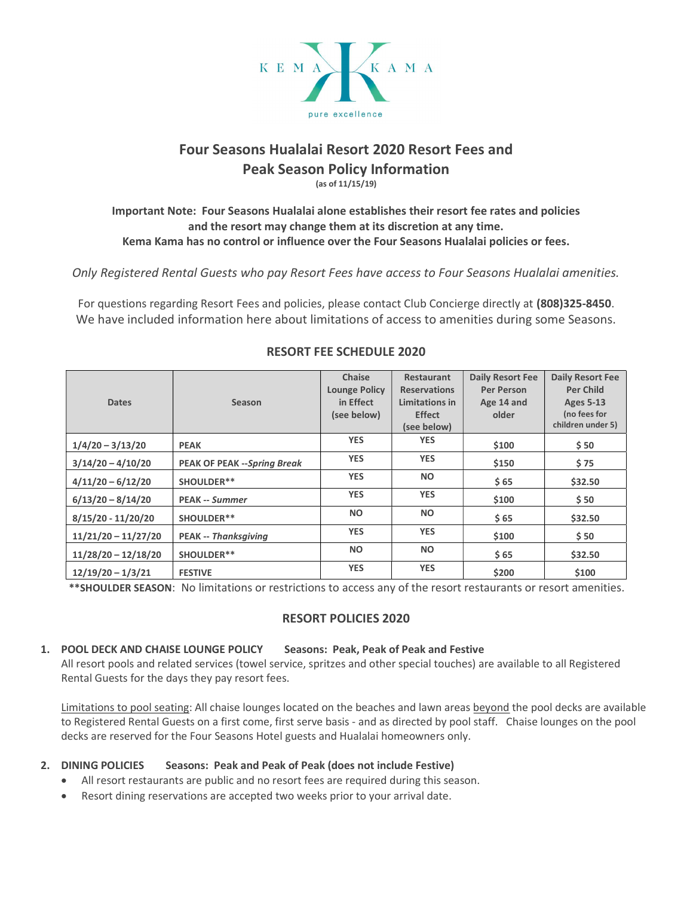KEMA KAMA

pure excellence

# Four Seasons Hualalai Resort 2020 Resort Fees and Peak Season Policy Information

**(as of 11/15/19)**

**Important Note: Four Seasons Hualalai alone establishes their resort fee rates and policies and the resort may change them at its discretion at any time.**
**Kema Kama has no control or influence over the Four Seasons Hualalai policies or fees.**

*Only Registered Rental Guests who pay Resort Fees have access to Four Seasons Hualalai amenities.*

For questions regarding Resort Fees and policies, please contact Club Concierge directly at **(808)325-8450**.
We have included information here about limitations of access to amenities during some Seasons.

## RESORT FEE SCHEDULE 2020

| Dates | Season | Chaise Lounge Policy in Effect (see below) | Restaurant Reservations Limitations in Effect (see below) | Daily Resort Fee Per Person Age 14 and older | Daily Resort Fee Per Child Ages 5-13 (no fees for children under 5) |
|---|---|---|---|---|---|
| 1/4/20 – 3/13/20 | **PEAK** | YES | YES | $100 | $ 50 |
| 3/14/20 – 4/10/20 | **PEAK OF PEAK --*Spring Break*** | YES | YES | $150 | $ 75 |
| 4/11/20 – 6/12/20 | **SHOULDER**** | YES | NO | $ 65 | $32.50 |
| 6/13/20 – 8/14/20 | **PEAK -- *Summer*** | YES | YES | $100 | $ 50 |
| 8/15/20 - 11/20/20 | **SHOULDER**** | NO | NO | $ 65 | $32.50 |
| 11/21/20 – 11/27/20 | **PEAK -- *Thanksgiving*** | YES | YES | $100 | $ 50 |
| 11/28/20 – 12/18/20 | **SHOULDER**** | NO | NO | $ 65 | $32.50 |
| 12/19/20 – 1/3/21 | **FESTIVE** | YES | YES | $200 | $100 |

****SHOULDER SEASON**: No limitations or restrictions to access any of the resort restaurants or resort amenities.

## RESORT POLICIES 2020

1. **POOL DECK AND CHAISE LOUNGE POLICY Seasons: Peak, Peak of Peak and Festive**

   All resort pools and related services (towel service, spritzes and other special touches) are available to all Registered Rental Guests for the days they pay resort fees.

   Limitations to pool seating: All chaise lounges located on the beaches and lawn areas beyond the pool decks are available to Registered Rental Guests on a first come, first serve basis - and as directed by pool staff. Chaise lounges on the pool decks are reserved for the Four Seasons Hotel guests and Hualalai homeowners only.

2. **DINING POLICIES Seasons: Peak and Peak of Peak (does not include Festive)**
   - All resort restaurants are public and no resort fees are required during this season.
   - Resort dining reservations are accepted two weeks prior to your arrival date.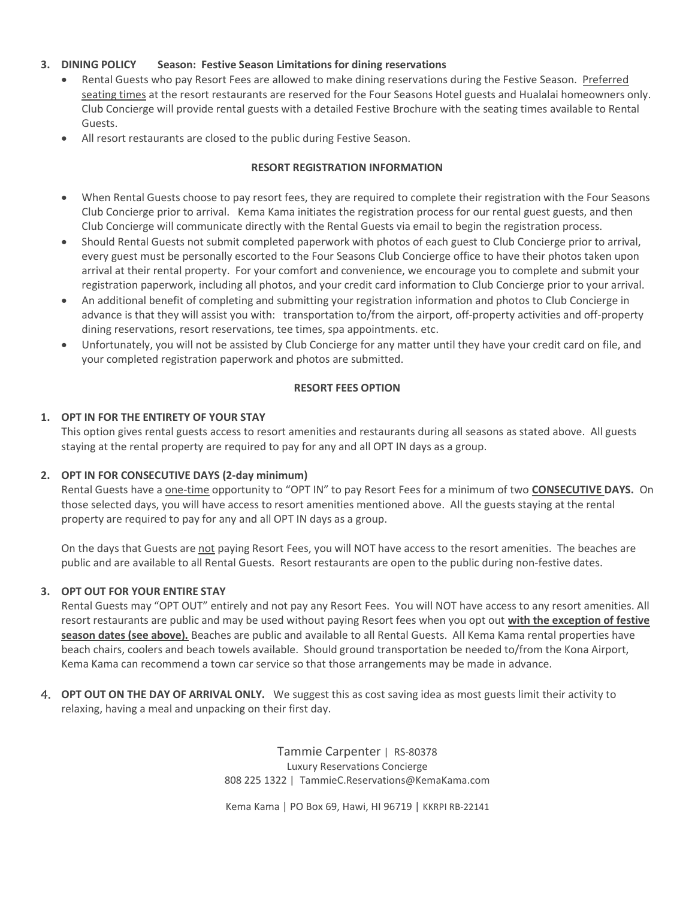3. **DINING POLICY Season: Festive Season Limitations for dining reservations**
   - Rental Guests who pay Resort Fees are allowed to make dining reservations during the Festive Season. Preferred seating times at the resort restaurants are reserved for the Four Seasons Hotel guests and Hualalai homeowners only. Club Concierge will provide rental guests with a detailed Festive Brochure with the seating times available to Rental Guests.
   - All resort restaurants are closed to the public during Festive Season.

**RESORT REGISTRATION INFORMATION**

- When Rental Guests choose to pay resort fees, they are required to complete their registration with the Four Seasons Club Concierge prior to arrival. Kema Kama initiates the registration process for our rental guest guests, and then Club Concierge will communicate directly with the Rental Guests via email to begin the registration process.
- Should Rental Guests not submit completed paperwork with photos of each guest to Club Concierge prior to arrival, every guest must be personally escorted to the Four Seasons Club Concierge office to have their photos taken upon arrival at their rental property. For your comfort and convenience, we encourage you to complete and submit your registration paperwork, including all photos, and your credit card information to Club Concierge prior to your arrival.
- An additional benefit of completing and submitting your registration information and photos to Club Concierge in advance is that they will assist you with: transportation to/from the airport, off-property activities and off-property dining reservations, resort reservations, tee times, spa appointments. etc.
- Unfortunately, you will not be assisted by Club Concierge for any matter until they have your credit card on file, and your completed registration paperwork and photos are submitted.

**RESORT FEES OPTION**

1. **OPT IN FOR THE ENTIRETY OF YOUR STAY**
   This option gives rental guests access to resort amenities and restaurants during all seasons as stated above. All guests staying at the rental property are required to pay for any and all OPT IN days as a group.

2. **OPT IN FOR CONSECUTIVE DAYS (2-day minimum)**
   Rental Guests have a one-time opportunity to "OPT IN" to pay Resort Fees for a minimum of two **CONSECUTIVE DAYS.** On those selected days, you will have access to resort amenities mentioned above. All the guests staying at the rental property are required to pay for any and all OPT IN days as a group.

   On the days that Guests are not paying Resort Fees, you will NOT have access to the resort amenities. The beaches are public and are available to all Rental Guests. Resort restaurants are open to the public during non-festive dates.

3. **OPT OUT FOR YOUR ENTIRE STAY**
   Rental Guests may "OPT OUT" entirely and not pay any Resort Fees. You will NOT have access to any resort amenities. All resort restaurants are public and may be used without paying Resort fees when you opt out **with the exception of festive season dates (see above).** Beaches are public and available to all Rental Guests. All Kema Kama rental properties have beach chairs, coolers and beach towels available. Should ground transportation be needed to/from the Kona Airport, Kema Kama can recommend a town car service so that those arrangements may be made in advance.

4. **OPT OUT ON THE DAY OF ARRIVAL ONLY.** We suggest this as cost saving idea as most guests limit their activity to relaxing, having a meal and unpacking on their first day.

Tammie Carpenter | RS-80378
Luxury Reservations Concierge
808 225 1322 | TammieC.Reservations@KemaKama.com

Kema Kama | PO Box 69, Hawi, HI 96719 | KKRPI RB-22141